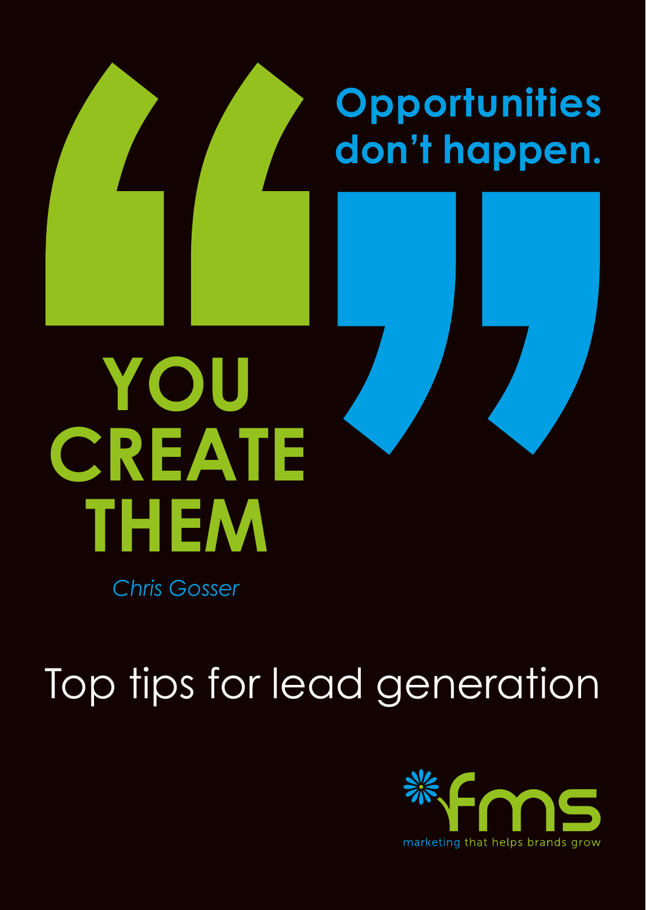**Opportunities don't happen.**

**YOU CREATE THEM**

*Chris Gosser*

# Top tips for lead generation

fms

marketing that helps brands grow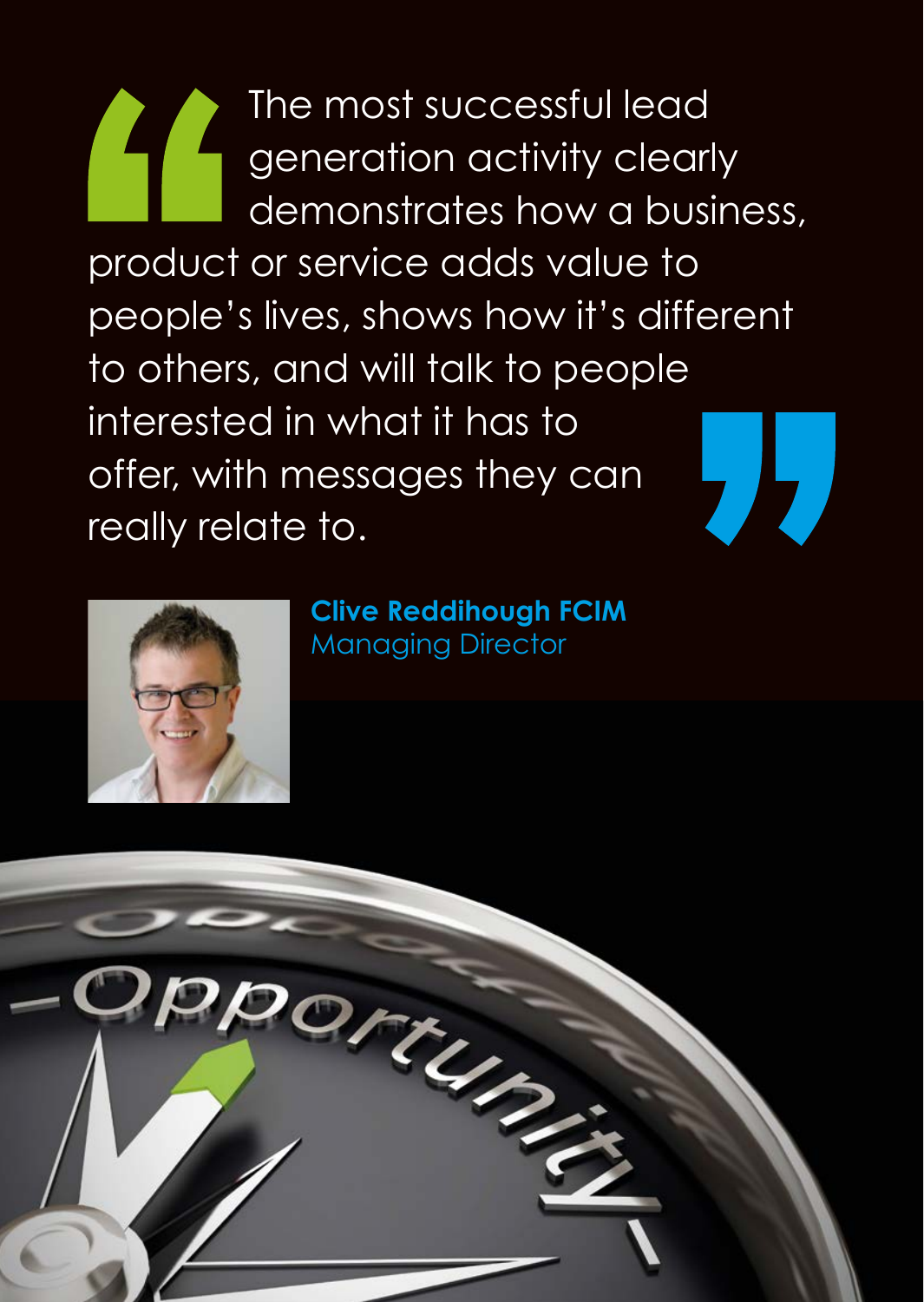> The most successful lead generation activity clearly demonstrates how a business, product or service adds value to people's lives, shows how it's different to others, and will talk to people interested in what it has to offer, with messages they can really relate to.

**Clive Reddihough FCIM**
Managing Director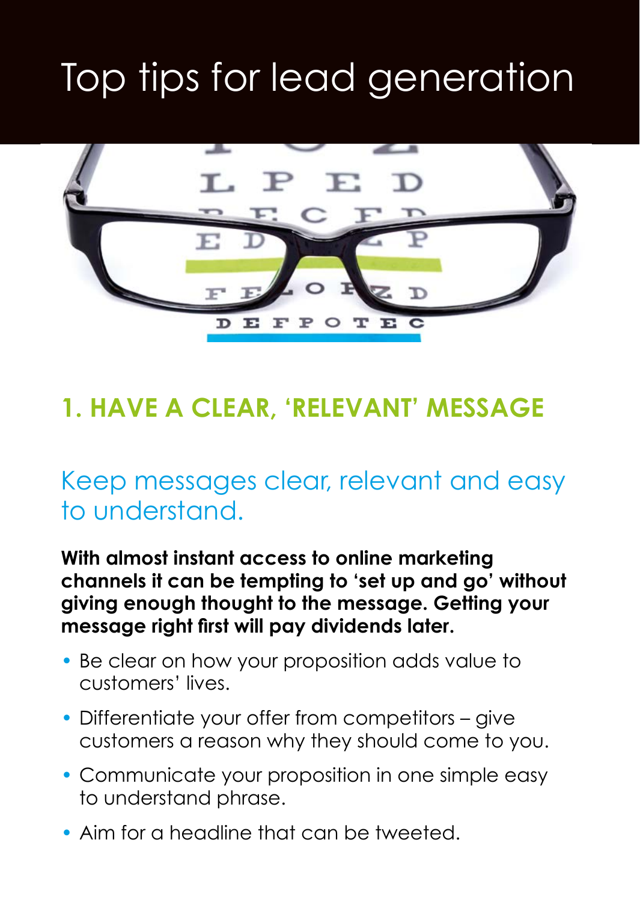# Top tips for lead generation

## 1. HAVE A CLEAR, 'RELEVANT' MESSAGE

### Keep messages clear, relevant and easy to understand.

**With almost instant access to online marketing channels it can be tempting to 'set up and go' without giving enough thought to the message. Getting your message right first will pay dividends later.**

- Be clear on how your proposition adds value to customers' lives.
- Differentiate your offer from competitors – give customers a reason why they should come to you.
- Communicate your proposition in one simple easy to understand phrase.
- Aim for a headline that can be tweeted.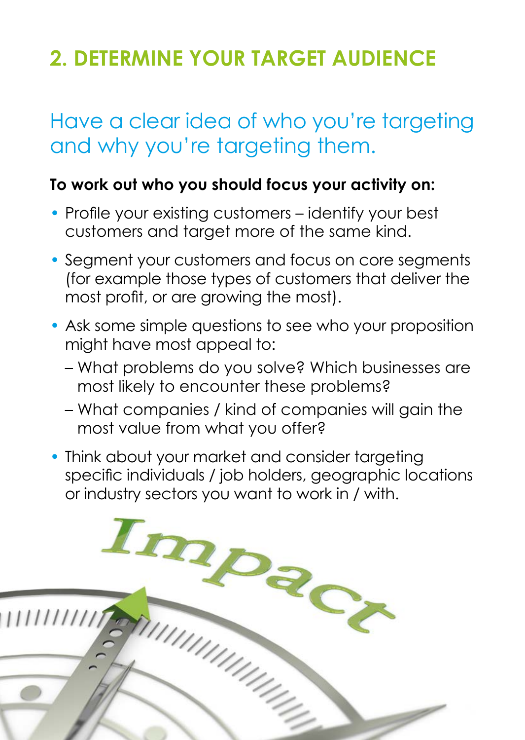## 2. DETERMINE YOUR TARGET AUDIENCE

### Have a clear idea of who you're targeting and why you're targeting them.

**To work out who you should focus your activity on:**

- Profile your existing customers – identify your best customers and target more of the same kind.
- Segment your customers and focus on core segments (for example those types of customers that deliver the most profit, or are growing the most).
- Ask some simple questions to see who your proposition might have most appeal to:
  - What problems do you solve? Which businesses are most likely to encounter these problems?
  - What companies / kind of companies will gain the most value from what you offer?
- Think about your market and consider targeting specific individuals / job holders, geographic locations or industry sectors you want to work in / with.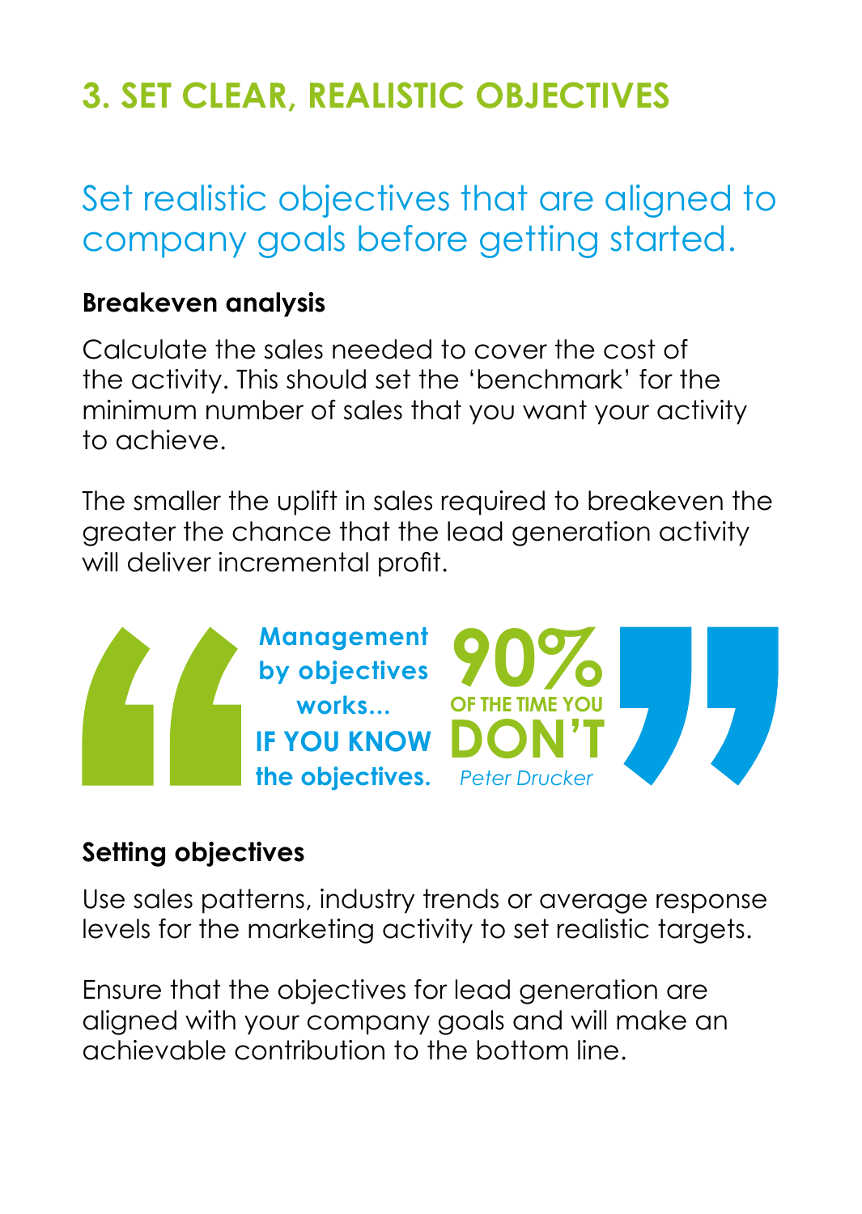## 3. SET CLEAR, REALISTIC OBJECTIVES

Set realistic objectives that are aligned to company goals before getting started.

**Breakeven analysis**

Calculate the sales needed to cover the cost of the activity. This should set the 'benchmark' for the minimum number of sales that you want your activity to achieve.

The smaller the uplift in sales required to breakeven the greater the chance that the lead generation activity will deliver incremental profit.

> **Management by objectives works... IF YOU KNOW the objectives.** **90% OF THE TIME YOU DON'T**
>
> *Peter Drucker*

**Setting objectives**

Use sales patterns, industry trends or average response levels for the marketing activity to set realistic targets.

Ensure that the objectives for lead generation are aligned with your company goals and will make an achievable contribution to the bottom line.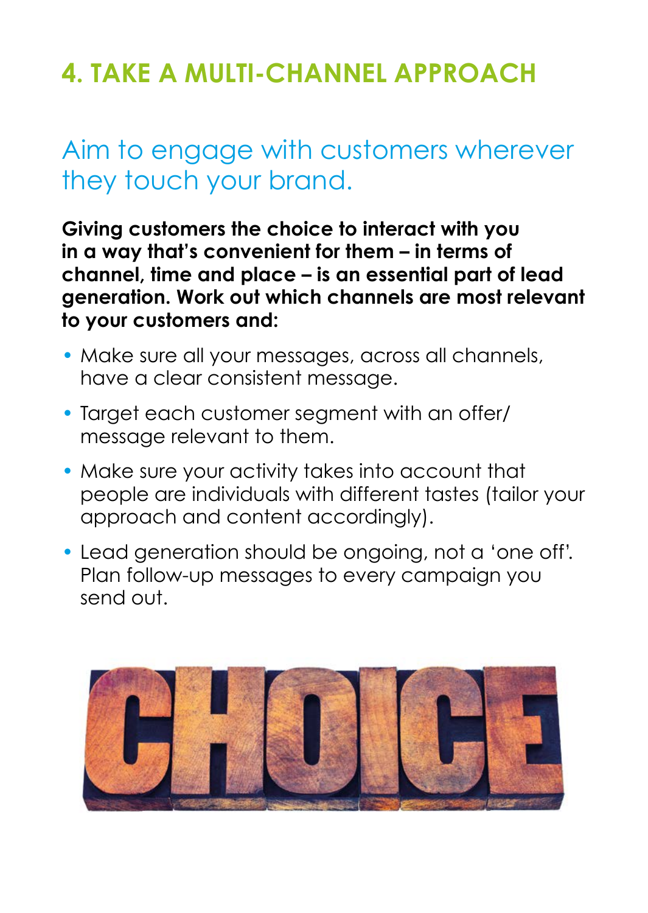## 4. TAKE A MULTI-CHANNEL APPROACH

### Aim to engage with customers wherever they touch your brand.

**Giving customers the choice to interact with you in a way that's convenient for them – in terms of channel, time and place – is an essential part of lead generation. Work out which channels are most relevant to your customers and:**

- Make sure all your messages, across all channels, have a clear consistent message.
- Target each customer segment with an offer/ message relevant to them.
- Make sure your activity takes into account that people are individuals with different tastes (tailor your approach and content accordingly).
- Lead generation should be ongoing, not a 'one off'. Plan follow-up messages to every campaign you send out.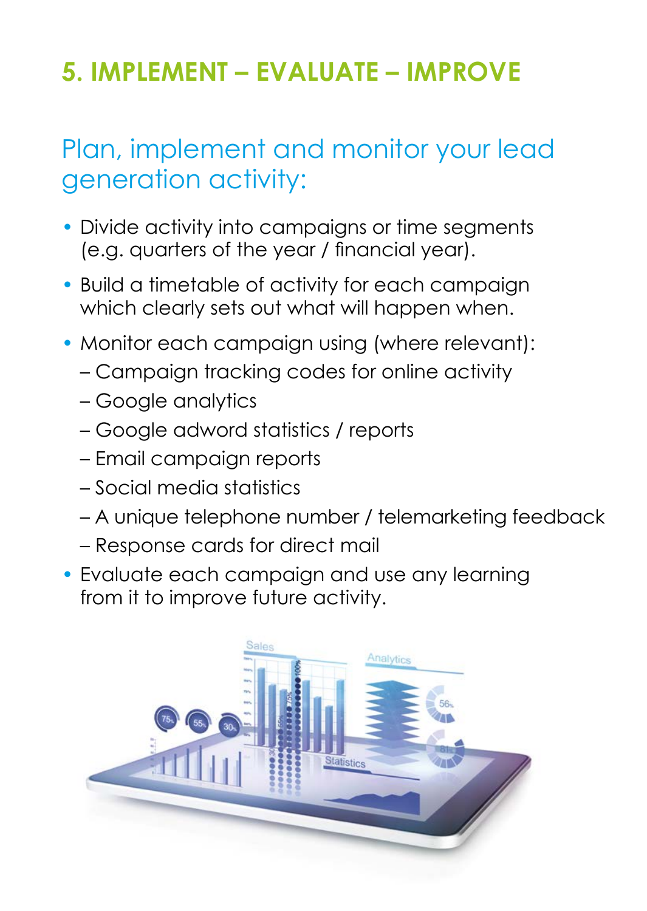## 5. IMPLEMENT – EVALUATE – IMPROVE

### Plan, implement and monitor your lead generation activity:

- Divide activity into campaigns or time segments (e.g. quarters of the year / financial year).
- Build a timetable of activity for each campaign which clearly sets out what will happen when.
- Monitor each campaign using (where relevant):
  - Campaign tracking codes for online activity
  - Google analytics
  - Google adword statistics / reports
  - Email campaign reports
  - Social media statistics
  - A unique telephone number / telemarketing feedback
  - Response cards for direct mail
- Evaluate each campaign and use any learning from it to improve future activity.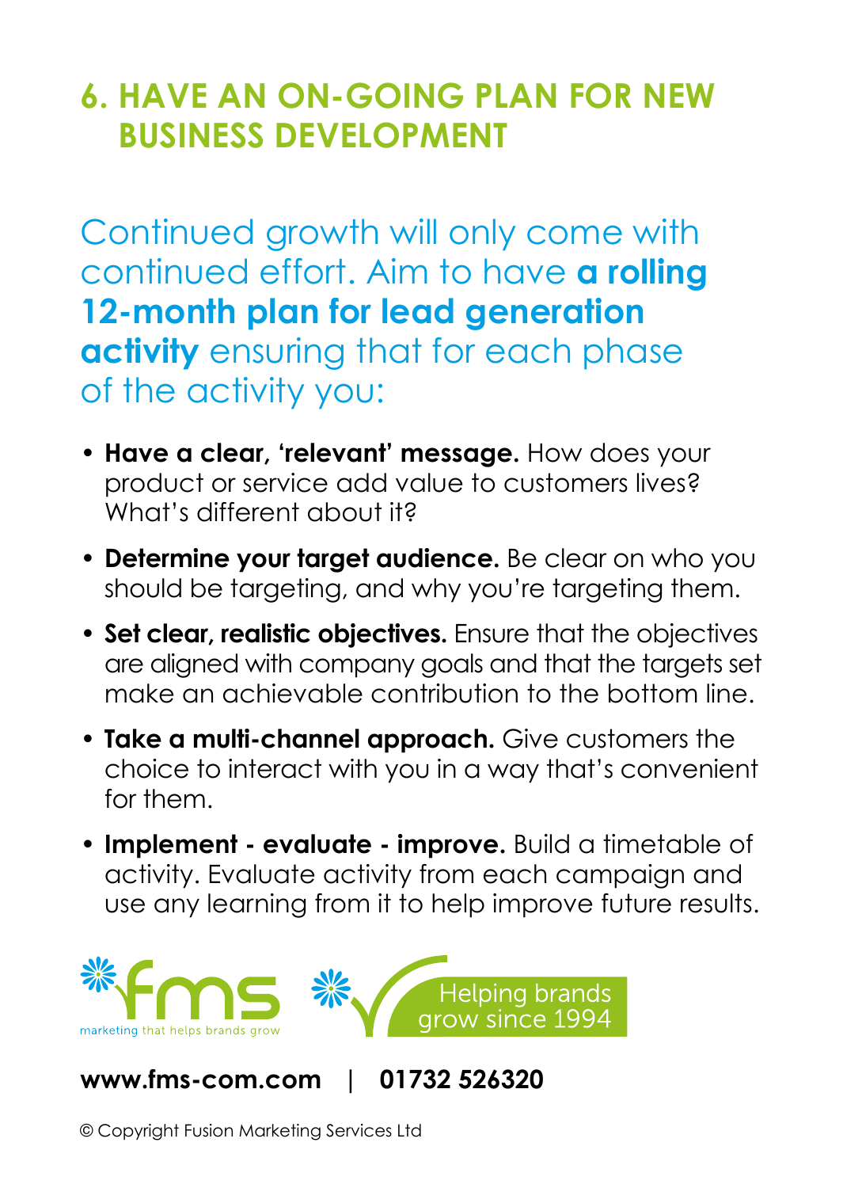## 6. HAVE AN ON-GOING PLAN FOR NEW BUSINESS DEVELOPMENT

Continued growth will only come with continued effort. Aim to have **a rolling 12-month plan for lead generation activity** ensuring that for each phase of the activity you:

- **Have a clear, 'relevant' message.** How does your product or service add value to customers lives? What's different about it?
- **Determine your target audience.** Be clear on who you should be targeting, and why you're targeting them.
- **Set clear, realistic objectives.** Ensure that the objectives are aligned with company goals and that the targets set make an achievable contribution to the bottom line.
- **Take a multi-channel approach.** Give customers the choice to interact with you in a way that's convenient for them.
- **Implement - evaluate - improve.** Build a timetable of activity. Evaluate activity from each campaign and use any learning from it to help improve future results.

fms
marketing that helps brands grow

Helping brands grow since 1994

**www.fms-com.com | 01732 526320**

© Copyright Fusion Marketing Services Ltd